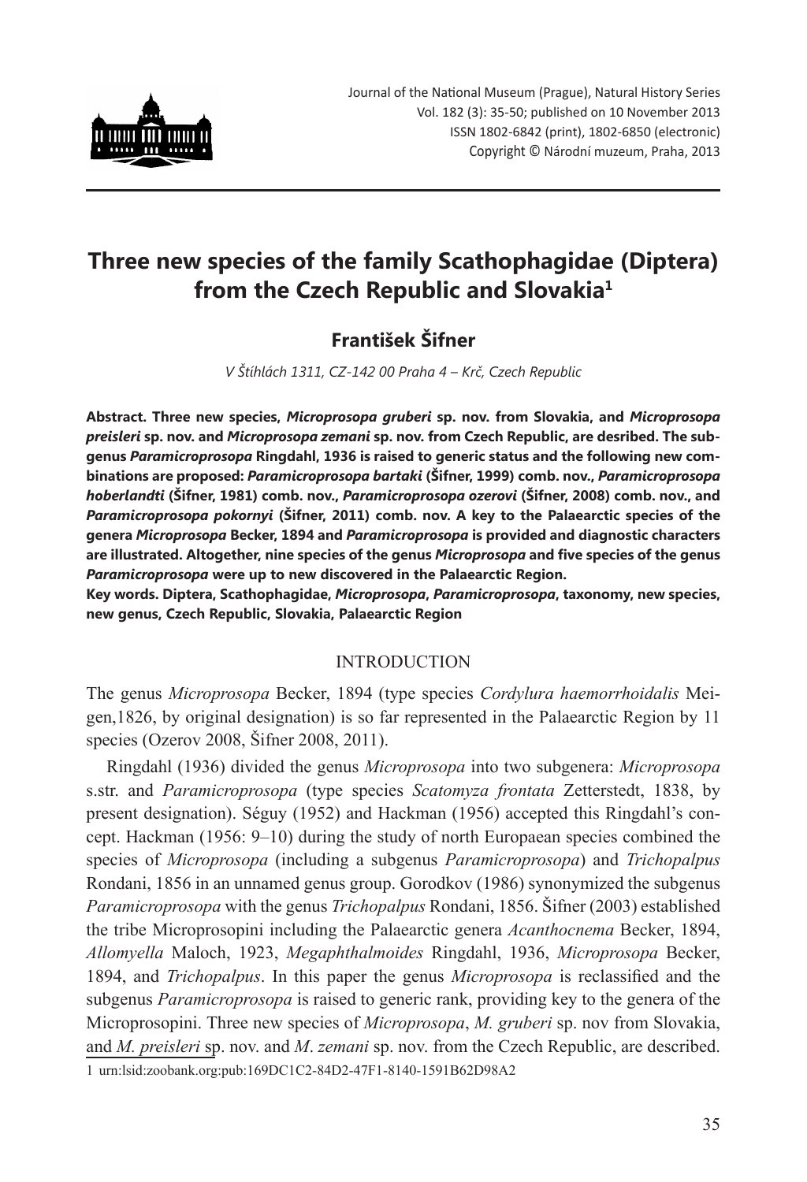# Three new species of the family Scathophagidae (Diptera) from the Czech Republic and Slovakia[1]

**František Šifner**

*V Štíhlách 1311, CZ-142 00 Praha 4 – Krč, Czech Republic*

**Abstract. Three new species, *Microprosopa gruberi* sp. nov. from Slovakia, and *Microprosopa preisleri* sp. nov. and *Microprosopa zemani* sp. nov. from Czech Republic, are desribed. The subgenus *Paramicroprosopa* Ringdahl, 1936 is raised to generic status and the following new combinations are proposed: *Paramicroprosopa bartaki* (Šifner, 1999) comb. nov., *Paramicroprosopa hoberlandti* (Šifner, 1981) comb. nov., *Paramicroprosopa ozerovi* (Šifner, 2008) comb. nov., and *Paramicroprosopa pokornyi* (Šifner, 2011) comb. nov. A key to the Palaearctic species of the genera *Microprosopa* Becker, 1894 and *Paramicroprosopa* is provided and diagnostic characters are illustrated. Altogether, nine species of the genus *Microprosopa* and five species of the genus *Paramicroprosopa* were up to new discovered in the Palaearctic Region.**

**Key words. Diptera, Scathophagidae, *Microprosopa*, *Paramicroprosopa*, taxonomy, new species, new genus, Czech Republic, Slovakia, Palaearctic Region**

## INTRODUCTION

The genus *Microprosopa* Becker, 1894 (type species *Cordylura haemorrhoidalis* Meigen,1826, by original designation) is so far represented in the Palaearctic Region by 11 species (Ozerov 2008, Šifner 2008, 2011).

Ringdahl (1936) divided the genus *Microprosopa* into two subgenera: *Microprosopa* s.str. and *Paramicroprosopa* (type species *Scatomyza frontata* Zetterstedt, 1838, by present designation). Séguy (1952) and Hackman (1956) accepted this Ringdahl's concept. Hackman (1956: 9–10) during the study of north Europaean species combined the species of *Microprosopa* (including a subgenus *Paramicroprosopa*) and *Trichopalpus* Rondani, 1856 in an unnamed genus group. Gorodkov (1986) synonymized the subgenus *Paramicroprosopa* with the genus *Trichopalpus* Rondani, 1856. Šifner (2003) established the tribe Microprosopini including the Palaearctic genera *Acanthocnema* Becker, 1894, *Allomyella* Maloch, 1923, *Megaphthalmoides* Ringdahl, 1936, *Microprosopa* Becker, 1894, and *Trichopalpus*. In this paper the genus *Microprosopa* is reclassified and the subgenus *Paramicroprosopa* is raised to generic rank, providing key to the genera of the Microprosopini. Three new species of *Microprosopa*, *M. gruberi* sp. nov from Slovakia, and *M. preisleri* sp. nov. and *M*. *zemani* sp. nov. from the Czech Republic, are described.

[1] urn:lsid:zoobank.org:pub:169DC1C2-84D2-47F1-8140-1591B62D98A2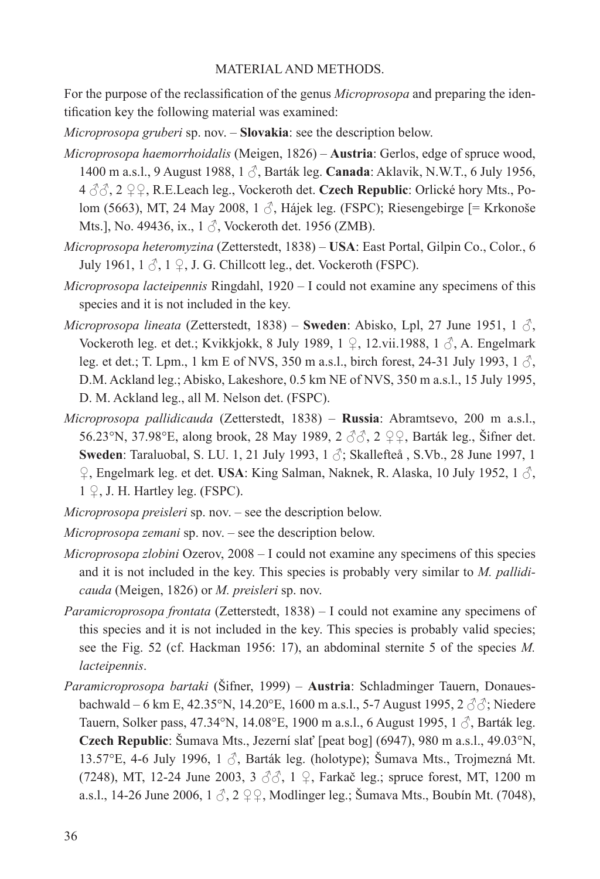## MATERIAL AND METHODS.

For the purpose of the reclassification of the genus *Microprosopa* and preparing the identification key the following material was examined:

*Microprosopa gruberi* sp. nov. – **Slovakia**: see the description below.

*Microprosopa haemorrhoidalis* (Meigen, 1826) – **Austria**: Gerlos, edge of spruce wood, 1400 m a.s.l., 9 August 1988, 1 ♂, Barták leg. **Canada**: Aklavik, N.W.T., 6 July 1956, 4 ♂♂, 2 ♀♀, R.E.Leach leg., Vockeroth det. **Czech Republic**: Orlické hory Mts., Polom (5663), MT, 24 May 2008, 1 ♂, Hájek leg. (FSPC); Riesengebirge [= Krkonoše Mts.], No. 49436, ix., 1 ♂, Vockeroth det. 1956 (ZMB).

*Microprosopa heteromyzina* (Zetterstedt, 1838) – **USA**: East Portal, Gilpin Co., Color., 6 July 1961, 1 ♂, 1 ♀, J. G. Chillcott leg., det. Vockeroth (FSPC).

*Microprosopa lacteipennis* Ringdahl, 1920 – I could not examine any specimens of this species and it is not included in the key.

*Microprosopa lineata* (Zetterstedt, 1838) – **Sweden**: Abisko, Lpl, 27 June 1951, 1 ♂, Vockeroth leg. et det.; Kvikkjokk, 8 July 1989, 1 ♀, 12.vii.1988, 1 ♂, A. Engelmark leg. et det.; T. Lpm., 1 km E of NVS, 350 m a.s.l., birch forest, 24-31 July 1993, 1 ♂, D.M. Ackland leg.; Abisko, Lakeshore, 0.5 km NE of NVS, 350 m a.s.l., 15 July 1995, D. M. Ackland leg., all M. Nelson det. (FSPC).

*Microprosopa pallidicauda* (Zetterstedt, 1838) – **Russia**: Abramtsevo, 200 m a.s.l., 56.23°N, 37.98°E, along brook, 28 May 1989, 2 ♂♂, 2 ♀♀, Barták leg., Šifner det. **Sweden**: Taraluobal, S. LU. 1, 21 July 1993, 1 ♂; Skallefteå , S.Vb., 28 June 1997, 1 ♀, Engelmark leg. et det. **USA**: King Salman, Naknek, R. Alaska, 10 July 1952, 1 ♂, 1 ♀, J. H. Hartley leg. (FSPC).

*Microprosopa preisleri* sp. nov. – see the description below.

*Microprosopa zemani* sp. nov. – see the description below.

*Microprosopa zlobini* Ozerov, 2008 – I could not examine any specimens of this species and it is not included in the key. This species is probably very similar to *M. pallidicauda* (Meigen, 1826) or *M. preisleri* sp. nov.

*Paramicroprosopa frontata* (Zetterstedt, 1838) – I could not examine any specimens of this species and it is not included in the key. This species is probably valid species; see the Fig. 52 (cf. Hackman 1956: 17), an abdominal sternite 5 of the species *M. lacteipennis*.

*Paramicroprosopa bartaki* (Šifner, 1999) – **Austria**: Schladminger Tauern, Donauesbachwald – 6 km E, 42.35°N, 14.20°E, 1600 m a.s.l., 5-7 August 1995, 2 ♂♂; Niedere Tauern, Solker pass, 47.34°N, 14.08°E, 1900 m a.s.l., 6 August 1995, 1 ♂, Barták leg. **Czech Republic**: Šumava Mts., Jezerní slať [peat bog] (6947), 980 m a.s.l., 49.03°N, 13.57°E, 4-6 July 1996, 1 ♂, Barták leg. (holotype); Šumava Mts., Trojmezná Mt. (7248), MT, 12-24 June 2003, 3 ♂♂, 1 ♀, Farkač leg.; spruce forest, MT, 1200 m a.s.l., 14-26 June 2006, 1 ♂, 2 ♀♀, Modlinger leg.; Šumava Mts., Boubín Mt. (7048),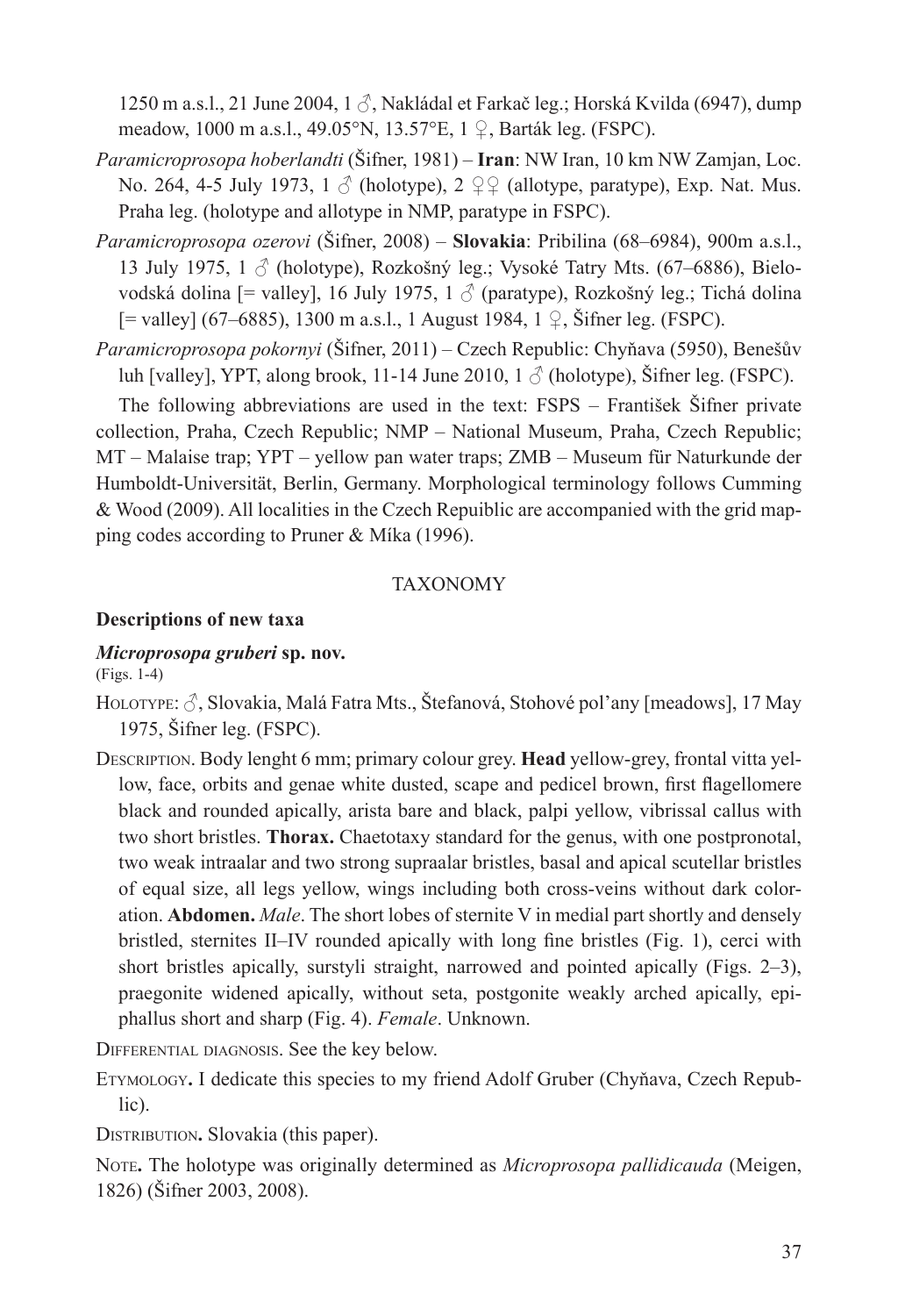1250 m a.s.l., 21 June 2004, 1 ♂, Nakládal et Farkač leg.; Horská Kvilda (6947), dump meadow, 1000 m a.s.l., 49.05°N, 13.57°E, 1 ♀, Barták leg. (FSPC).

*Paramicroprosopa hoberlandti* (Šifner, 1981) – **Iran**: NW Iran, 10 km NW Zamjan, Loc. No. 264, 4-5 July 1973, 1 ♂ (holotype), 2 ♀♀ (allotype, paratype), Exp. Nat. Mus. Praha leg. (holotype and allotype in NMP, paratype in FSPC).

*Paramicroprosopa ozerovi* (Šifner, 2008) – **Slovakia**: Pribilina (68–6984), 900m a.s.l., 13 July 1975, 1 ♂ (holotype), Rozkošný leg.; Vysoké Tatry Mts. (67–6886), Bielovodská dolina [= valley], 16 July 1975, 1 ♂ (paratype), Rozkošný leg.; Tichá dolina [= valley] (67–6885), 1300 m a.s.l., 1 August 1984, 1 ♀, Šifner leg. (FSPC).

*Paramicroprosopa pokornyi* (Šifner, 2011) – Czech Republic: Chyňava (5950), Benešův luh [valley], YPT, along brook, 11-14 June 2010, 1 ♂ (holotype), Šifner leg. (FSPC).

The following abbreviations are used in the text: FSPS – František Šifner private collection, Praha, Czech Republic; NMP – National Museum, Praha, Czech Republic; MT – Malaise trap; YPT – yellow pan water traps; ZMB – Museum für Naturkunde der Humboldt-Universität, Berlin, Germany. Morphological terminology follows Cumming & Wood (2009). All localities in the Czech Repuiblic are accompanied with the grid mapping codes according to Pruner & Míka (1996).

## TAXONOMY

### Descriptions of new taxa

#### *Microprosopa gruberi* sp. nov.

(Figs. 1-4)

Holotype: ♂, Slovakia, Malá Fatra Mts., Štefanová, Stohové pol'any [meadows], 17 May 1975, Šifner leg. (FSPC).

Description. Body lenght 6 mm; primary colour grey. **Head** yellow-grey, frontal vitta yellow, face, orbits and genae white dusted, scape and pedicel brown, first flagellomere black and rounded apically, arista bare and black, palpi yellow, vibrissal callus with two short bristles. **Thorax.** Chaetotaxy standard for the genus, with one postpronotal, two weak intraalar and two strong supraalar bristles, basal and apical scutellar bristles of equal size, all legs yellow, wings including both cross-veins without dark coloration. **Abdomen.** *Male*. The short lobes of sternite V in medial part shortly and densely bristled, sternites II–IV rounded apically with long fine bristles (Fig. 1), cerci with short bristles apically, surstyli straight, narrowed and pointed apically (Figs. 2–3), praegonite widened apically, without seta, postgonite weakly arched apically, epiphallus short and sharp (Fig. 4). *Female*. Unknown.

Differential diagnosis. See the key below.

Etymology**.** I dedicate this species to my friend Adolf Gruber (Chyňava, Czech Republic).

Distribution**.** Slovakia (this paper).

Note**.** The holotype was originally determined as *Microprosopa pallidicauda* (Meigen, 1826) (Šifner 2003, 2008).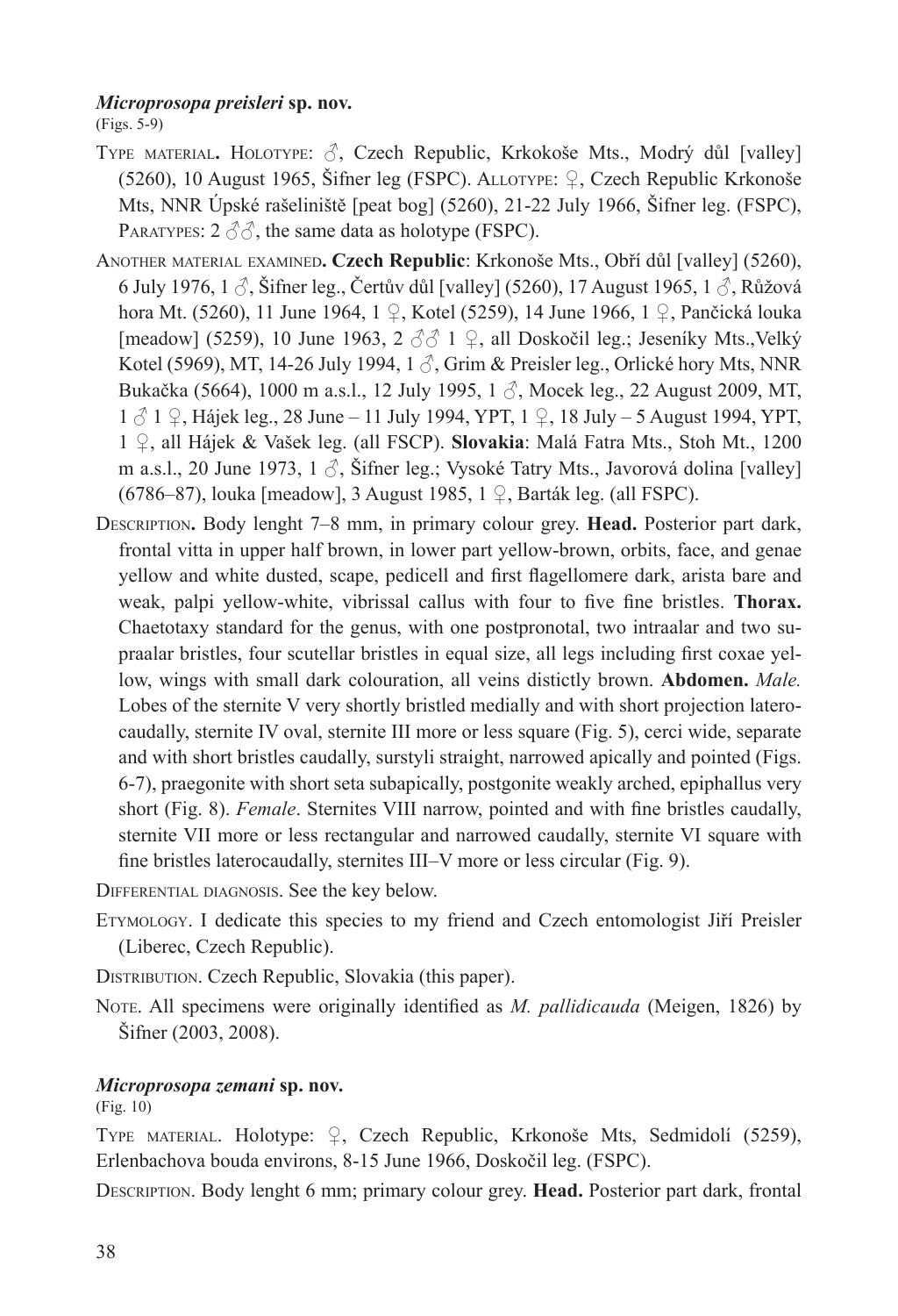### *Microprosopa preisleri* sp. nov.

(Figs. 5-9)

Type material. Holotype: ♂, Czech Republic, Krkokoše Mts., Modrý důl [valley] (5260), 10 August 1965, Šifner leg (FSPC). Allotype: ♀, Czech Republic Krkonoše Mts, NNR Úpské rašeliniště [peat bog] (5260), 21-22 July 1966, Šifner leg. (FSPC), Paratypes: 2 ♂♂, the same data as holotype (FSPC).

Another material examined. **Czech Republic**: Krkonoše Mts., Obří důl [valley] (5260), 6 July 1976, 1 ♂, Šifner leg., Čertův důl [valley] (5260), 17 August 1965, 1 ♂, Růžová hora Mt. (5260), 11 June 1964, 1 ♀, Kotel (5259), 14 June 1966, 1 ♀, Pančická louka [meadow] (5259), 10 June 1963, 2 ♂♂ 1 ♀, all Doskočil leg.; Jeseníky Mts.,Velký Kotel (5969), MT, 14-26 July 1994, 1 ♂, Grim & Preisler leg., Orlické hory Mts, NNR Bukačka (5664), 1000 m a.s.l., 12 July 1995, 1 ♂, Mocek leg., 22 August 2009, MT, 1 ♂ 1 ♀, Hájek leg., 28 June – 11 July 1994, YPT, 1 ♀, 18 July – 5 August 1994, YPT, 1 ♀, all Hájek & Vašek leg. (all FSCP). **Slovakia**: Malá Fatra Mts., Stoh Mt., 1200 m a.s.l., 20 June 1973, 1 ♂, Šifner leg.; Vysoké Tatry Mts., Javorová dolina [valley] (6786–87), louka [meadow], 3 August 1985, 1 ♀, Barták leg. (all FSPC).

Description. Body lenght 7–8 mm, in primary colour grey. **Head.** Posterior part dark, frontal vitta in upper half brown, in lower part yellow-brown, orbits, face, and genae yellow and white dusted, scape, pedicell and first flagellomere dark, arista bare and weak, palpi yellow-white, vibrissal callus with four to five fine bristles. **Thorax.** Chaetotaxy standard for the genus, with one postpronotal, two intraalar and two supraalar bristles, four scutellar bristles in equal size, all legs including first coxae yellow, wings with small dark colouration, all veins disticly brown. **Abdomen.** *Male.* Lobes of the sternite V very shortly bristled medially and with short projection laterocaudally, sternite IV oval, sternite III more or less square (Fig. 5), cerci wide, separate and with short bristles caudally, surstyli straight, narrowed apically and pointed (Figs. 6-7), praegonite with short seta subapically, postgonite weakly arched, epiphallus very short (Fig. 8). *Female*. Sternites VIII narrow, pointed and with fine bristles caudally, sternite VII more or less rectangular and narrowed caudally, sternite VI square with fine bristles laterocaudally, sternites III–V more or less circular (Fig. 9).

Differential diagnosis. See the key below.

Etymology. I dedicate this species to my friend and Czech entomologist Jiří Preisler (Liberec, Czech Republic).

Distribution. Czech Republic, Slovakia (this paper).

Note. All specimens were originally identified as *M. pallidicauda* (Meigen, 1826) by Šifner (2003, 2008).

### *Microprosopa zemani* sp. nov.

(Fig. 10)

Type material. Holotype: ♀, Czech Republic, Krkonoše Mts, Sedmidolí (5259), Erlenbachova bouda environs, 8-15 June 1966, Doskočil leg. (FSPC).

Description. Body lenght 6 mm; primary colour grey. **Head.** Posterior part dark, frontal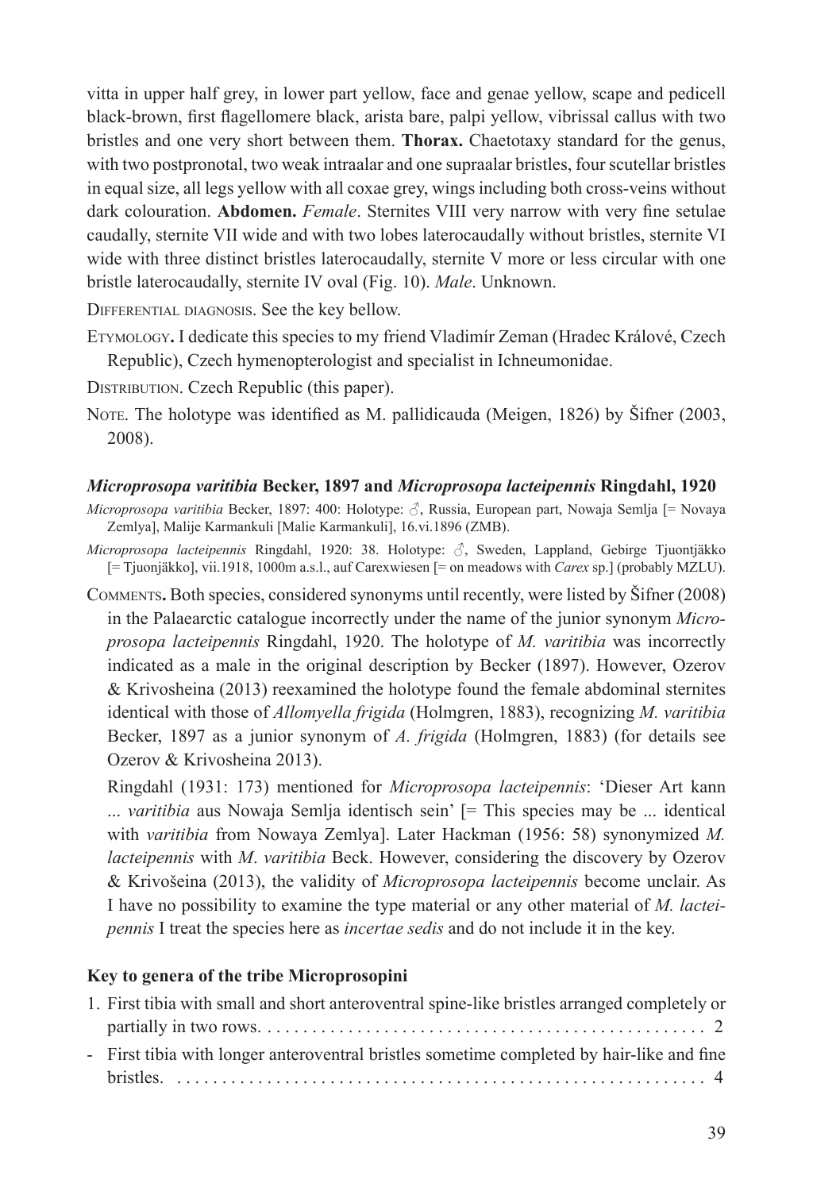vitta in upper half grey, in lower part yellow, face and genae yellow, scape and pedicell black-brown, first flagellomere black, arista bare, palpi yellow, vibrissal callus with two bristles and one very short between them. **Thorax.** Chaetotaxy standard for the genus, with two postpronotal, two weak intraalar and one supraalar bristles, four scutellar bristles in equal size, all legs yellow with all coxae grey, wings including both cross-veins without dark colouration. **Abdomen.** *Female*. Sternites VIII very narrow with very fine setulae caudally, sternite VII wide and with two lobes laterocaudally without bristles, sternite VI wide with three distinct bristles laterocaudally, sternite V more or less circular with one bristle laterocaudally, sternite IV oval (Fig. 10). *Male*. Unknown.

Differential diagnosis. See the key bellow.

Etymology**.** I dedicate this species to my friend Vladimír Zeman (Hradec Králové, Czech Republic), Czech hymenopterologist and specialist in Ichneumonidae.

Distribution. Czech Republic (this paper).

Note. The holotype was identified as M. pallidicauda (Meigen, 1826) by Šifner (2003, 2008).

### *Microprosopa varitibia* Becker, 1897 and *Microprosopa lacteipennis* Ringdahl, 1920

*Microprosopa varitibia* Becker, 1897: 400: Holotype: ♂, Russia, European part, Nowaja Semlja [= Novaya Zemlya], Malije Karmankuli [Malie Karmankuli], 16.vi.1896 (ZMB).

*Microprosopa lacteipennis* Ringdahl, 1920: 38. Holotype: ♂, Sweden, Lappland, Gebirge Tjuontjäkko [= Tjuonjäkko], vii.1918, 1000m a.s.l., auf Carexwiesen [= on meadows with *Carex* sp.] (probably MZLU).

Comments**.** Both species, considered synonyms until recently, were listed by Šifner (2008) in the Palaearctic catalogue incorrectly under the name of the junior synonym *Microprosopa lacteipennis* Ringdahl, 1920. The holotype of *M. varitibia* was incorrectly indicated as a male in the original description by Becker (1897). However, Ozerov & Krivosheina (2013) reexamined the holotype found the female abdominal sternites identical with those of *Allomyella frigida* (Holmgren, 1883), recognizing *M. varitibia* Becker, 1897 as a junior synonym of *A. frigida* (Holmgren, 1883) (for details see Ozerov & Krivosheina 2013).

Ringdahl (1931: 173) mentioned for *Microprosopa lacteipennis*: 'Dieser Art kann ... *varitibia* aus Nowaja Semlja identisch sein' [= This species may be ... identical with *varitibia* from Nowaya Zemlya]. Later Hackman (1956: 58) synonymized *M. lacteipennis* with *M*. *varitibia* Beck. However, considering the discovery by Ozerov & Krivošeina (2013), the validity of *Microprosopa lacteipennis* become unclair. As I have no possibility to examine the type material or any other material of *M. lacteipennis* I treat the species here as *incertae sedis* and do not include it in the key.

### Key to genera of the tribe Microprosopini

1. First tibia with small and short anteroventral spine-like bristles arranged completely or partially in two rows. . . . . . . . . . . . . . . . . . . . . . . . . . . . . . . . . . . . . . . . . . . . . . . . . 2
- First tibia with longer anteroventral bristles sometime completed by hair-like and fine bristles. . . . . . . . . . . . . . . . . . . . . . . . . . . . . . . . . . . . . . . . . . . . . . . . . . . . . . . . . . . 4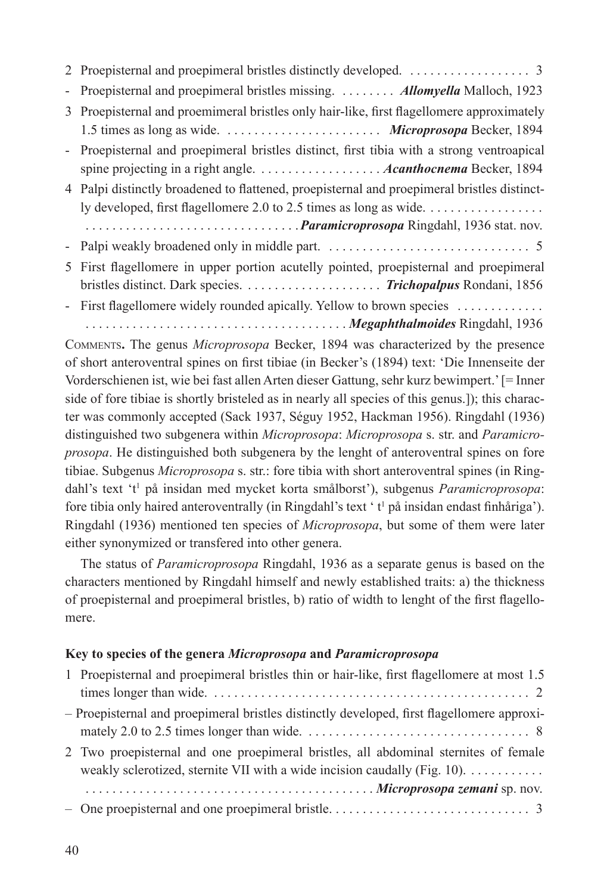2 Proepisternal and proepimeral bristles distinctly developed. . . . . . . . . . . . . . . . . . 3

- Proepisternal and proepimeral bristles missing. . . . . . . . . ***Allomyella*** Malloch, 1923

3 Proepisternal and proemimeral bristles only hair-like, first flagellomere approximately 1.5 times as long as wide. . . . . . . . . . . . . . . . . . . . . . . . ***Microprosopa*** Becker, 1894

- Proepisternal and proepimeral bristles distinct, first tibia with a strong ventroapical spine projecting in a right angle. . . . . . . . . . . . . . . . . . . ***Acanthocnema*** Becker, 1894

4 Palpi distinctly broadened to flattened, proepisternal and proepimeral bristles distinctly developed, first flagellomere 2.0 to 2.5 times as long as wide. . . . . . . . . . . . . . . . . . . . . . . . . . . . . . . . . . . . . . . . . . . . . . . . . . ***Paramicroprosopa*** Ringdahl, 1936 stat. nov.

- Palpi weakly broadened only in middle part. . . . . . . . . . . . . . . . . . . . . . . . . . . . . . . 5

5 First flagellomere in upper portion acutelly pointed, proepisternal and proepimeral bristles distinct. Dark species. . . . . . . . . . . . . . . . . . . . . ***Trichopalpus*** Rondani, 1856

- First flagellomere widely rounded apically. Yellow to brown species . . . . . . . . . . . . . . . . . . . . . . . . . . . . . . . . . . . . . . . . . . . . . . . . . ***Megaphthalmoides*** Ringdahl, 1936

Comments**.** The genus *Microprosopa* Becker, 1894 was characterized by the presence of short anteroventral spines on first tibiae (in Becker's (1894) text: 'Die Innenseite der Vorderschienen ist, wie bei fast allen Arten dieser Gattung, sehr kurz bewimpert.' [= Inner side of fore tibiae is shortly bristeled as in nearly all species of this genus.]); this character was commonly accepted (Sack 1937, Séguy 1952, Hackman 1956). Ringdahl (1936) distinguished two subgenera within *Microprosopa*: *Microprosopa* s. str. and *Paramicroprosopa*. He distinguished both subgenera by the lenght of anteroventral spines on fore tibiae. Subgenus *Microprosopa* s. str.: fore tibia with short anteroventral spines (in Ringdahl's text '$t^1$ på insidan med mycket korta smålborst'), subgenus *Paramicroprosopa*: fore tibia only haired anteroventrally (in Ringdahl's text ' $t^1$ på insidan endast finhåriga'). Ringdahl (1936) mentioned ten species of *Microprosopa*, but some of them were later either synonymized or transfered into other genera.

The status of *Paramicroprosopa* Ringdahl, 1936 as a separate genus is based on the characters mentioned by Ringdahl himself and newly established traits: a) the thickness of proepisternal and proepimeral bristles, b) ratio of width to lenght of the first flagellomere.

**Key to species of the genera *Microprosopa* and *Paramicroprosopa***

1 Proepisternal and proepimeral bristles thin or hair-like, first flagellomere at most 1.5 times longer than wide. . . . . . . . . . . . . . . . . . . . . . . . . . . . . . . . . . . . . . . . . . . . . . . 2

– Proepisternal and proepimeral bristles distinctly developed, first flagellomere approximately 2.0 to 2.5 times longer than wide. . . . . . . . . . . . . . . . . . . . . . . . . . . . . . . . . . 8

2 Two proepisternal and one proepimeral bristles, all abdominal sternites of female weakly sclerotized, sternite VII with a wide incision caudally (Fig. 10). . . . . . . . . . . . . . . . . . . . . . . . . . . . . . . . . . . . . . . . . . . . . . . . . . . . . . . . ***Microprosopa zemani*** sp. nov.

– One proepisternal and one proepimeral bristle. . . . . . . . . . . . . . . . . . . . . . . . . . . . . 3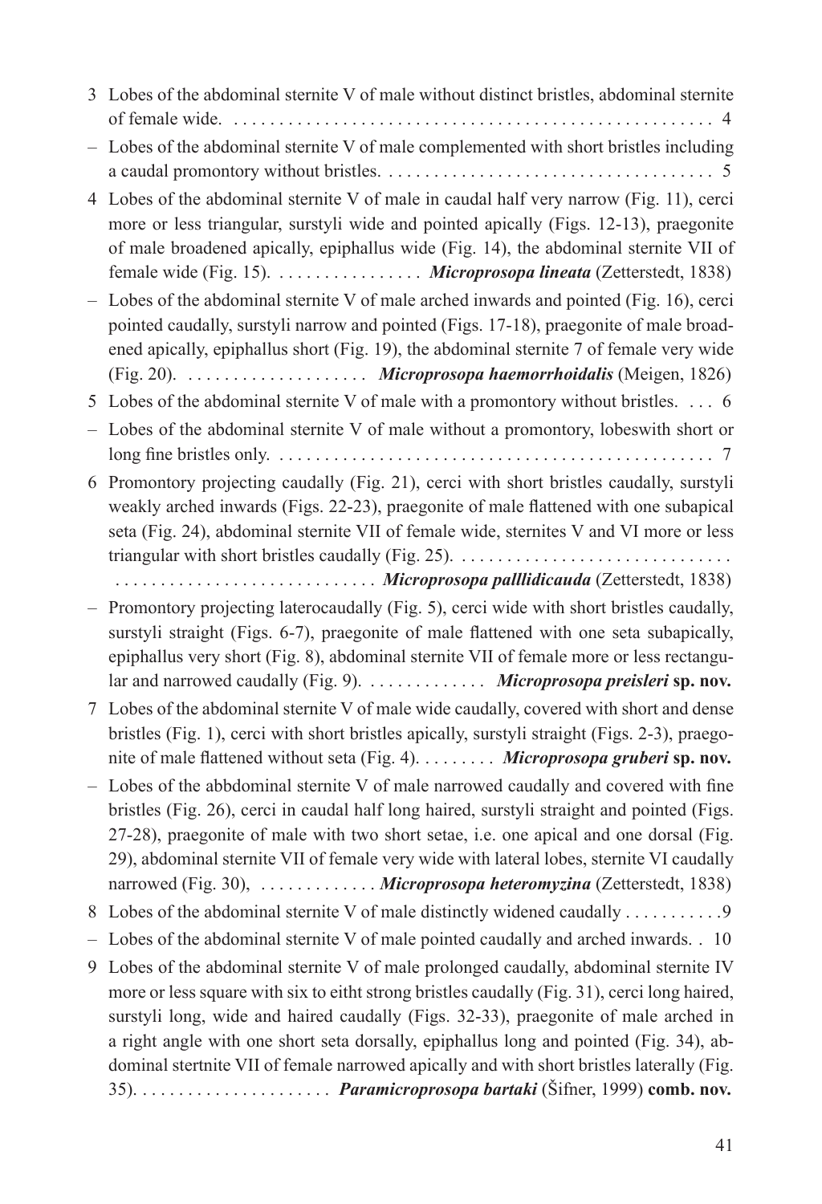3 Lobes of the abdominal sternite V of male without distinct bristles, abdominal sternite of female wide. . . . . . . . . . . . . . . . . . . . . . . . . . . . . . . . . . . . . . . . . . . . . . . . . . . . . . 4

– Lobes of the abdominal sternite V of male complemented with short bristles including a caudal promontory without bristles. . . . . . . . . . . . . . . . . . . . . . . . . . . . . . . . . . . . . . 5

4 Lobes of the abdominal sternite V of male in caudal half very narrow (Fig. 11), cerci more or less triangular, surstyli wide and pointed apically (Figs. 12-13), praegonite of male broadened apically, epiphallus wide (Fig. 14), the abdominal sternite VII of female wide (Fig. 15). . . . . . . . . . . . . . . . . ***Microprosopa lineata*** (Zetterstedt, 1838)

– Lobes of the abdominal sternite V of male arched inwards and pointed (Fig. 16), cerci pointed caudally, surstyli narrow and pointed (Figs. 17-18), praegonite of male broadened apically, epiphallus short (Fig. 19), the abdominal sternite 7 of female very wide (Fig. 20). . . . . . . . . . . . . . . . . . . . . ***Microprosopa haemorrhoidalis*** (Meigen, 1826)

5 Lobes of the abdominal sternite V of male with a promontory without bristles. . . . 6

– Lobes of the abdominal sternite V of male without a promontory, lobeswith short or long fine bristles only. . . . . . . . . . . . . . . . . . . . . . . . . . . . . . . . . . . . . . . . . . . . . . . . . . 7

6 Promontory projecting caudally (Fig. 21), cerci with short bristles caudally, surstyli weakly arched inwards (Figs. 22-23), praegonite of male flattened with one subapical seta (Fig. 24), abdominal sternite VII of female wide, sternites V and VI more or less triangular with short bristles caudally (Fig. 25). . . . . . . . . . . . . . . . . . . . . . . . . . . . . . . . . . . . . . . . . . . . . . . . . . . . . . . . . . . . . . . . . ***Microprosopa palllidicauda*** (Zetterstedt, 1838)

– Promontory projecting laterocaudally (Fig. 5), cerci wide with short bristles caudally, surstyli straight (Figs. 6-7), praegonite of male flattened with one seta subapically, epiphallus very short (Fig. 8), abdominal sternite VII of female more or less rectangular and narrowed caudally (Fig. 9). . . . . . . . . . . . . . ***Microprosopa preisleri* sp. nov.**

7 Lobes of the abdominal sternite V of male wide caudally, covered with short and dense bristles (Fig. 1), cerci with short bristles apically, surstyli straight (Figs. 2-3), praegonite of male flattened without seta (Fig. 4). . . . . . . . . ***Microprosopa gruberi* sp. nov.**

– Lobes of the abbdominal sternite V of male narrowed caudally and covered with fine bristles (Fig. 26), cerci in caudal half long haired, surstyli straight and pointed (Figs. 27-28), praegonite of male with two short setae, i.e. one apical and one dorsal (Fig. 29), abdominal sternite VII of female very wide with lateral lobes, sternite VI caudally narrowed (Fig. 30), . . . . . . . . . . . . . ***Microprosopa heteromyzina*** (Zetterstedt, 1838)

8 Lobes of the abdominal sternite V of male distinctly widened caudally . . . . . . . . . . .9

– Lobes of the abdominal sternite V of male pointed caudally and arched inwards. . 10

9 Lobes of the abdominal sternite V of male prolonged caudally, abdominal sternite IV more or less square with six to eitht strong bristles caudally (Fig. 31), cerci long haired, surstyli long, wide and haired caudally (Figs. 32-33), praegonite of male arched in a right angle with one short seta dorsally, epiphallus long and pointed (Fig. 34), abdominal stertnite VII of female narrowed apically and with short bristles laterally (Fig. 35). . . . . . . . . . . . . . . . . . . . . . ***Paramicroprosopa bartaki*** (Šifner, 1999) **comb. nov.**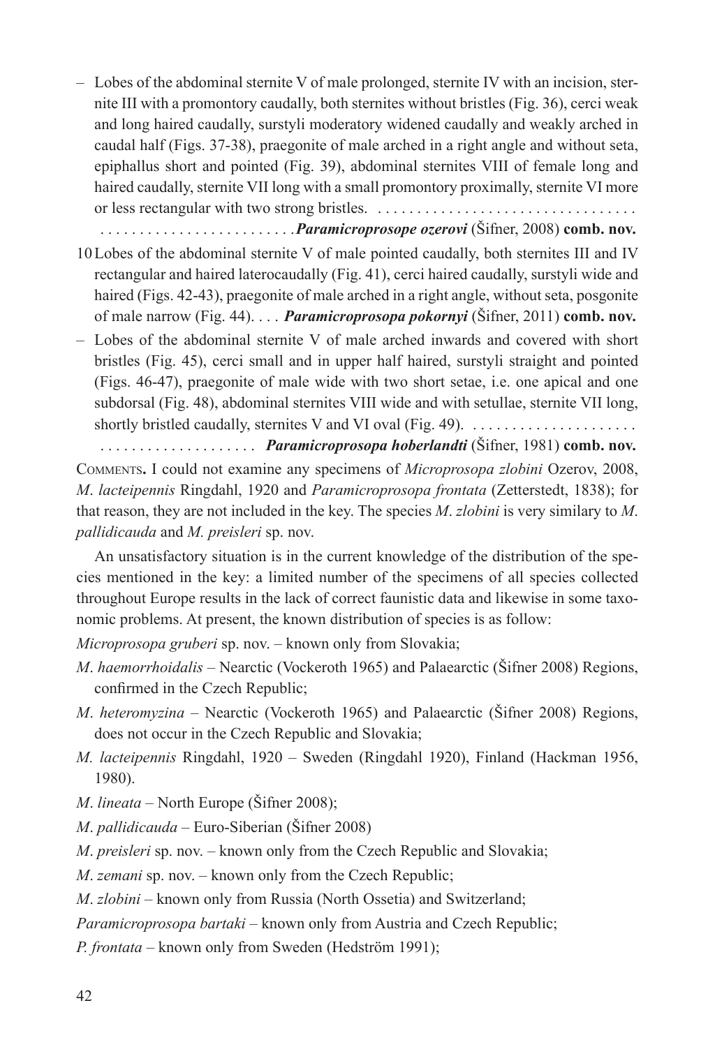– Lobes of the abdominal sternite V of male prolonged, sternite IV with an incision, sternite III with a promontory caudally, both sternites without bristles (Fig. 36), cerci weak and long haired caudally, surstyli moderatory widened caudally and weakly arched in caudal half (Figs. 37-38), praegonite of male arched in a right angle and without seta, epiphallus short and pointed (Fig. 39), abdominal sternites VIII of female long and haired caudally, sternite VII long with a small promontory proximally, sternite VI more or less rectangular with two strong bristles. . . . . . . . . . . . . . . . . . . . . . . . . . . . . . . . . . . . . . . . . . . . . . . . . . . . . . . . . . . . . .***Paramicroprosope ozerovi*** (Šifner, 2008) **comb. nov.**

10 Lobes of the abdominal sternite V of male pointed caudally, both sternites III and IV rectangular and haired laterocaudally (Fig. 41), cerci haired caudally, surstyli wide and haired (Figs. 42-43), praegonite of male arched in a right angle, without seta, posgonite of male narrow (Fig. 44). . . . ***Paramicroprosopa pokornyi*** (Šifner, 2011) **comb. nov.**

– Lobes of the abdominal sternite V of male arched inwards and covered with short bristles (Fig. 45), cerci small and in upper half haired, surstyli straight and pointed (Figs. 46-47), praegonite of male wide with two short setae, i.e. one apical and one subdorsal (Fig. 48), abdominal sternites VIII wide and with setullae, sternite VII long, shortly bristled caudally, sternites V and VI oval (Fig. 49). . . . . . . . . . . . . . . . . . . . . . . . . . . . . . . . . . . . . . . . . . ***Paramicroprosopa hoberlandti*** (Šifner, 1981) **comb. nov.**

Comments**.** I could not examine any specimens of *Microprosopa zlobini* Ozerov, 2008, *M*. *lacteipennis* Ringdahl, 1920 and *Paramicroprosopa frontata* (Zetterstedt, 1838); for that reason, they are not included in the key. The species *M*. *zlobini* is very similar to *M*. *pallidicauda* and *M. preisleri* sp. nov.

An unsatisfactory situation is in the current knowledge of the distribution of the species mentioned in the key: a limited number of the specimens of all species collected throughout Europe results in the lack of correct faunistic data and likewise in some taxonomic problems. At present, the known distribution of species is as follow:

*Microprosopa gruberi* sp. nov. – known only from Slovakia;

*M*. *haemorrhoidalis* – Nearctic (Vockeroth 1965) and Palaearctic (Šifner 2008) Regions, confirmed in the Czech Republic;

*M*. *heteromyzina* – Nearctic (Vockeroth 1965) and Palaearctic (Šifner 2008) Regions, does not occur in the Czech Republic and Slovakia;

*M. lacteipennis* Ringdahl, 1920 – Sweden (Ringdahl 1920), Finland (Hackman 1956, 1980).

*M*. *lineata* – North Europe (Šifner 2008);

*M*. *pallidicauda* – Euro-Siberian (Šifner 2008)

*M*. *preisleri* sp. nov. – known only from the Czech Republic and Slovakia;

*M*. *zemani* sp. nov. – known only from the Czech Republic;

*M*. *zlobini* – known only from Russia (North Ossetia) and Switzerland;

*Paramicroprosopa bartaki* – known only from Austria and Czech Republic;

*P. frontata* – known only from Sweden (Hedström 1991);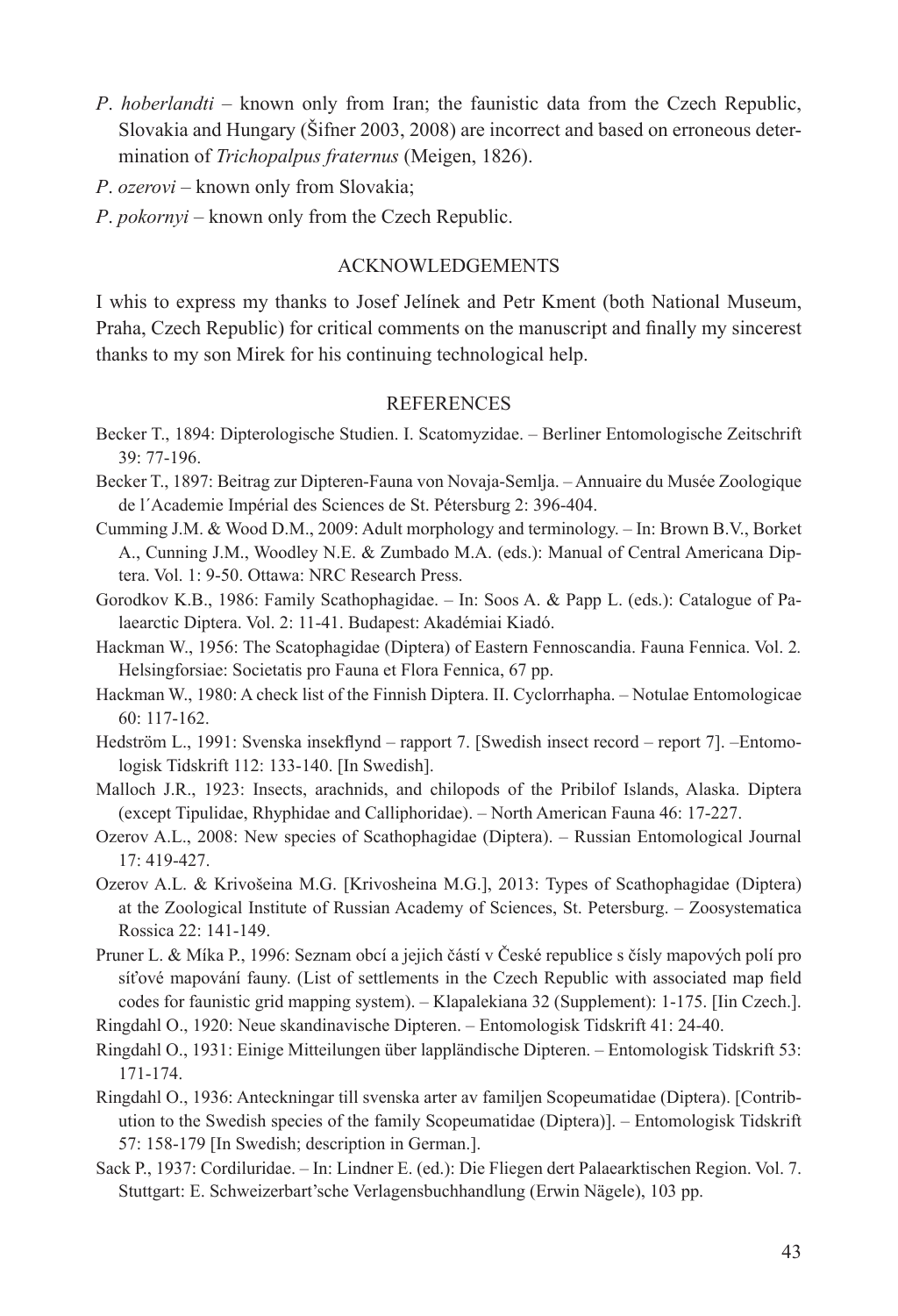*P*. *hoberlandti* – known only from Iran; the faunistic data from the Czech Republic, Slovakia and Hungary (Šifner 2003, 2008) are incorrect and based on erroneous determination of *Trichopalpus fraternus* (Meigen, 1826).

*P*. *ozerovi* – known only from Slovakia;

*P*. *pokornyi* – known only from the Czech Republic.

## ACKNOWLEDGEMENTS

I whis to express my thanks to Josef Jelínek and Petr Kment (both National Museum, Praha, Czech Republic) for critical comments on the manuscript and finally my sincerest thanks to my son Mirek for his continuing technological help.

## REFERENCES

Becker T., 1894: Dipterologische Studien. I. Scatomyzidae. – Berliner Entomologische Zeitschrift 39: 77-196.

Becker T., 1897: Beitrag zur Dipteren-Fauna von Novaja-Semlja. – Annuaire du Musée Zoologique de l´Academie Impérial des Sciences de St. Pétersburg 2: 396-404.

Cumming J.M. & Wood D.M., 2009: Adult morphology and terminology. – In: Brown B.V., Borket A., Cunning J.M., Woodley N.E. & Zumbado M.A. (eds.): Manual of Central Americana Diptera. Vol. 1: 9-50. Ottawa: NRC Research Press.

Gorodkov K.B., 1986: Family Scathophagidae. – In: Soos A. & Papp L. (eds.): Catalogue of Palaearctic Diptera. Vol. 2: 11-41. Budapest: Akadémiai Kiadó.

Hackman W., 1956: The Scatophagidae (Diptera) of Eastern Fennoscandia. Fauna Fennica. Vol. 2. Helsingforsiae: Societatis pro Fauna et Flora Fennica, 67 pp.

Hackman W., 1980: A check list of the Finnish Diptera. II. Cyclorrhapha. – Notulae Entomologicae 60: 117-162.

Hedström L., 1991: Svenska insekflynd – rapport 7. [Swedish insect record – report 7]. –Entomologisk Tidskrift 112: 133-140. [In Swedish].

Malloch J.R., 1923: Insects, arachnids, and chilopods of the Pribilof Islands, Alaska. Diptera (except Tipulidae, Rhyphidae and Calliphoridae). – North American Fauna 46: 17-227.

Ozerov A.L., 2008: New species of Scathophagidae (Diptera). – Russian Entomological Journal 17: 419-427.

Ozerov A.L. & Krivošeina M.G. [Krivosheina M.G.], 2013: Types of Scathophagidae (Diptera) at the Zoological Institute of Russian Academy of Sciences, St. Petersburg. – Zoosystematica Rossica 22: 141-149.

Pruner L. & Míka P., 1996: Seznam obcí a jejich částí v České republice s čísly mapových polí pro síťové mapování fauny. (List of settlements in the Czech Republic with associated map field codes for faunistic grid mapping system). – Klapalekiana 32 (Supplement): 1-175. [Iin Czech.].

Ringdahl O., 1920: Neue skandinavische Dipteren. – Entomologisk Tidskrift 41: 24-40.

Ringdahl O., 1931: Einige Mitteilungen über lappländische Dipteren. – Entomologisk Tidskrift 53: 171-174.

Ringdahl O., 1936: Anteckningar till svenska arter av familjen Scopeumatidae (Diptera). [Contribution to the Swedish species of the family Scopeumatidae (Diptera)]. – Entomologisk Tidskrift 57: 158-179 [In Swedish; description in German.].

Sack P., 1937: Cordiluridae. – In: Lindner E. (ed.): Die Fliegen dert Palaearktischen Region. Vol. 7. Stuttgart: E. Schweizerbart'sche Verlagensbuchhandlung (Erwin Nägele), 103 pp.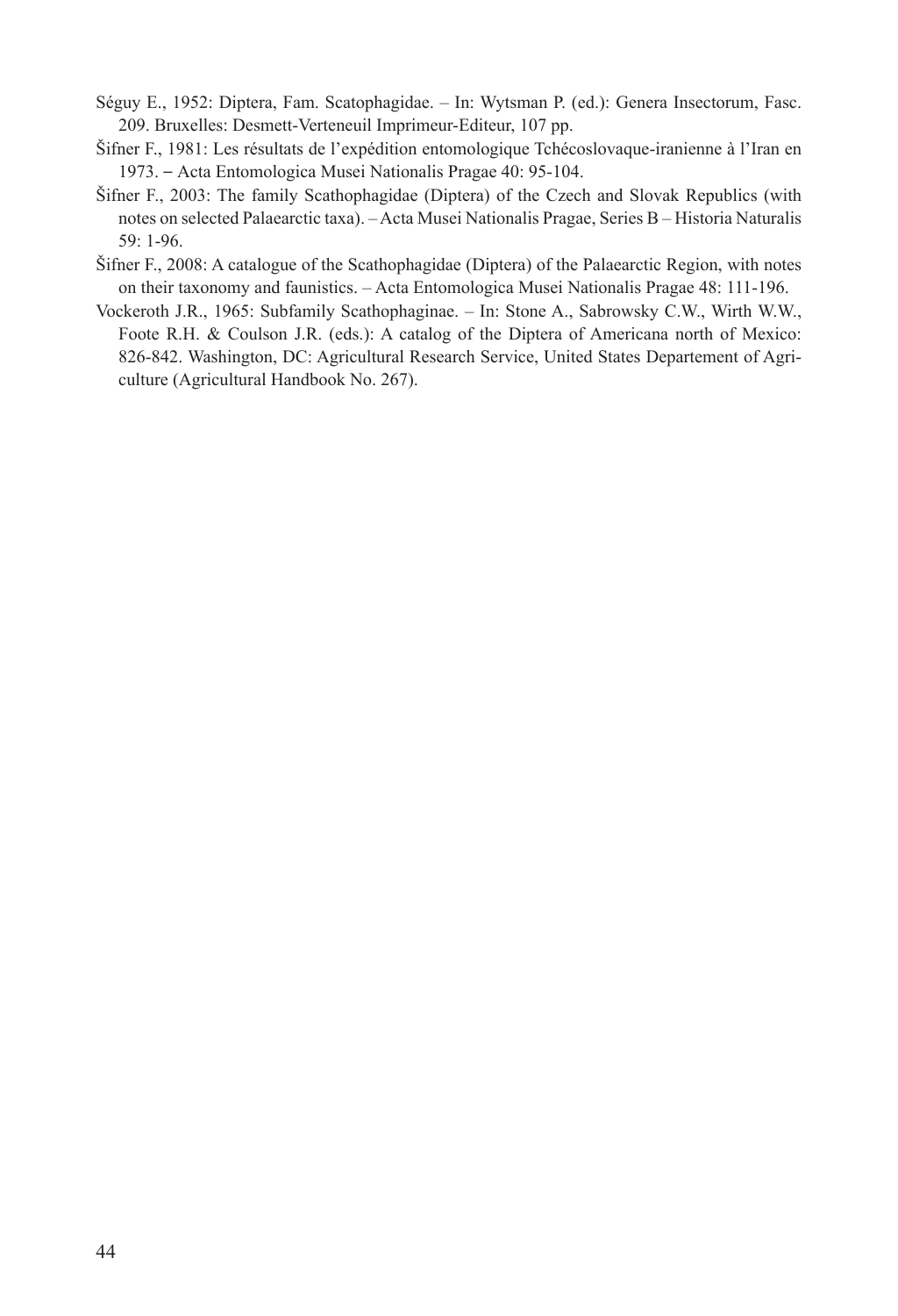Séguy E., 1952: Diptera, Fam. Scatophagidae. – In: Wytsman P. (ed.): Genera Insectorum, Fasc. 209. Bruxelles: Desmett-Verteneuil Imprimeur-Editeur, 107 pp.

Šifner F., 1981: Les résultats de l'expédition entomologique Tchécoslovaque-iranienne à l'Iran en 1973. – Acta Entomologica Musei Nationalis Pragae 40: 95-104.

Šifner F., 2003: The family Scathophagidae (Diptera) of the Czech and Slovak Republics (with notes on selected Palaearctic taxa). – Acta Musei Nationalis Pragae, Series B – Historia Naturalis 59: 1-96.

Šifner F., 2008: A catalogue of the Scathophagidae (Diptera) of the Palaearctic Region, with notes on their taxonomy and faunistics. – Acta Entomologica Musei Nationalis Pragae 48: 111-196.

Vockeroth J.R., 1965: Subfamily Scathophaginae. – In: Stone A., Sabrowsky C.W., Wirth W.W., Foote R.H. & Coulson J.R. (eds.): A catalog of the Diptera of Americana north of Mexico: 826-842. Washington, DC: Agricultural Research Service, United States Departement of Agriculture (Agricultural Handbook No. 267).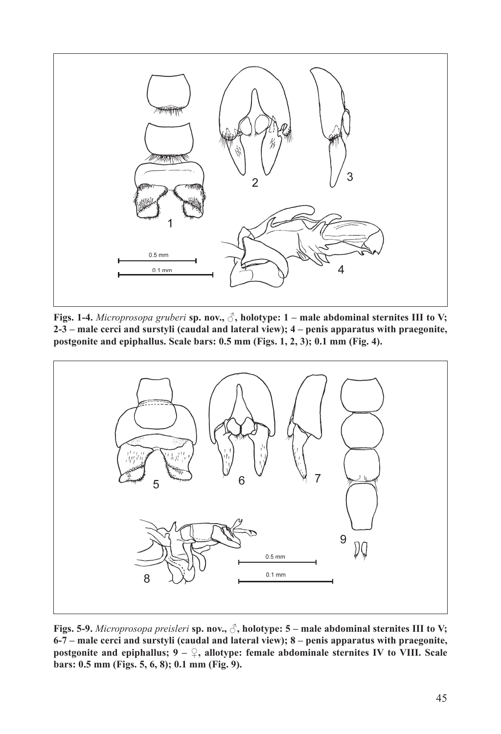**Figs. 1-4.** ***Microprosopa gruberi*** **sp. nov., ♂, holotype: 1 – male abdominal sternites III to V; 2-3 – male cerci and surstyli (caudal and lateral view); 4 – penis apparatus with praegonite, postgonite and epiphallus. Scale bars: 0.5 mm (Figs. 1, 2, 3); 0.1 mm (Fig. 4).**

**Figs. 5-9.** ***Microprosopa preisleri*** **sp. nov., ♂, holotype: 5 – male abdominal sternites III to V; 6-7 – male cerci and surstyli (caudal and lateral view); 8 – penis apparatus with praegonite, postgonite and epiphallus; 9 – ♀, allotype: female abdominale sternites IV to VIII. Scale bars: 0.5 mm (Figs. 5, 6, 8); 0.1 mm (Fig. 9).**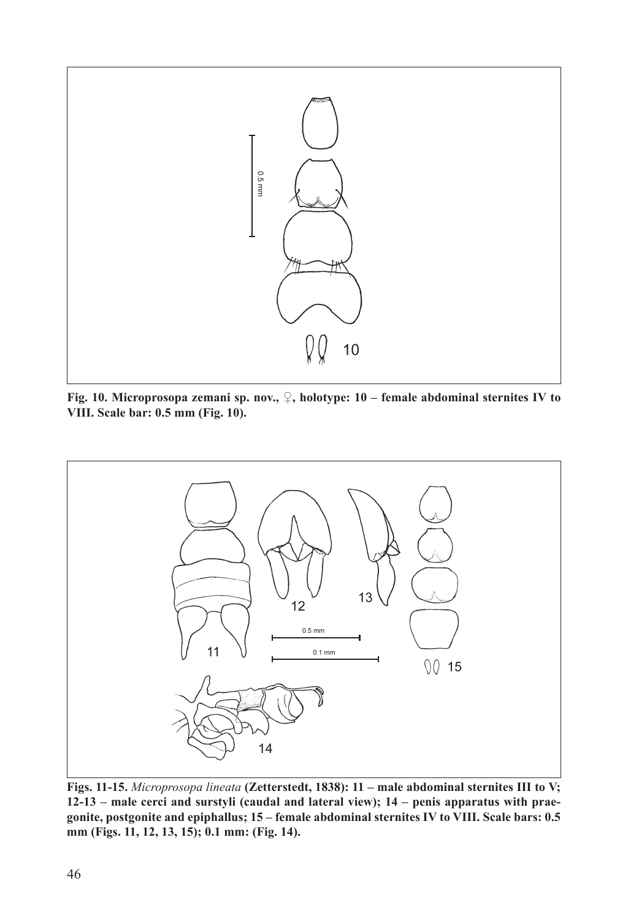**Fig. 10. Microprosopa zemani sp. nov., ♀, holotype: 10 – female abdominal sternites IV to VIII. Scale bar: 0.5 mm (Fig. 10).**

**Figs. 11-15.** ***Microprosopa lineata*** **(Zetterstedt, 1838): 11 – male abdominal sternites III to V; 12-13 – male cerci and surstyli (caudal and lateral view); 14 – penis apparatus with praegonite, postgonite and epiphallus; 15 – female abdominal sternites IV to VIII. Scale bars: 0.5 mm (Figs. 11, 12, 13, 15); 0.1 mm: (Fig. 14).**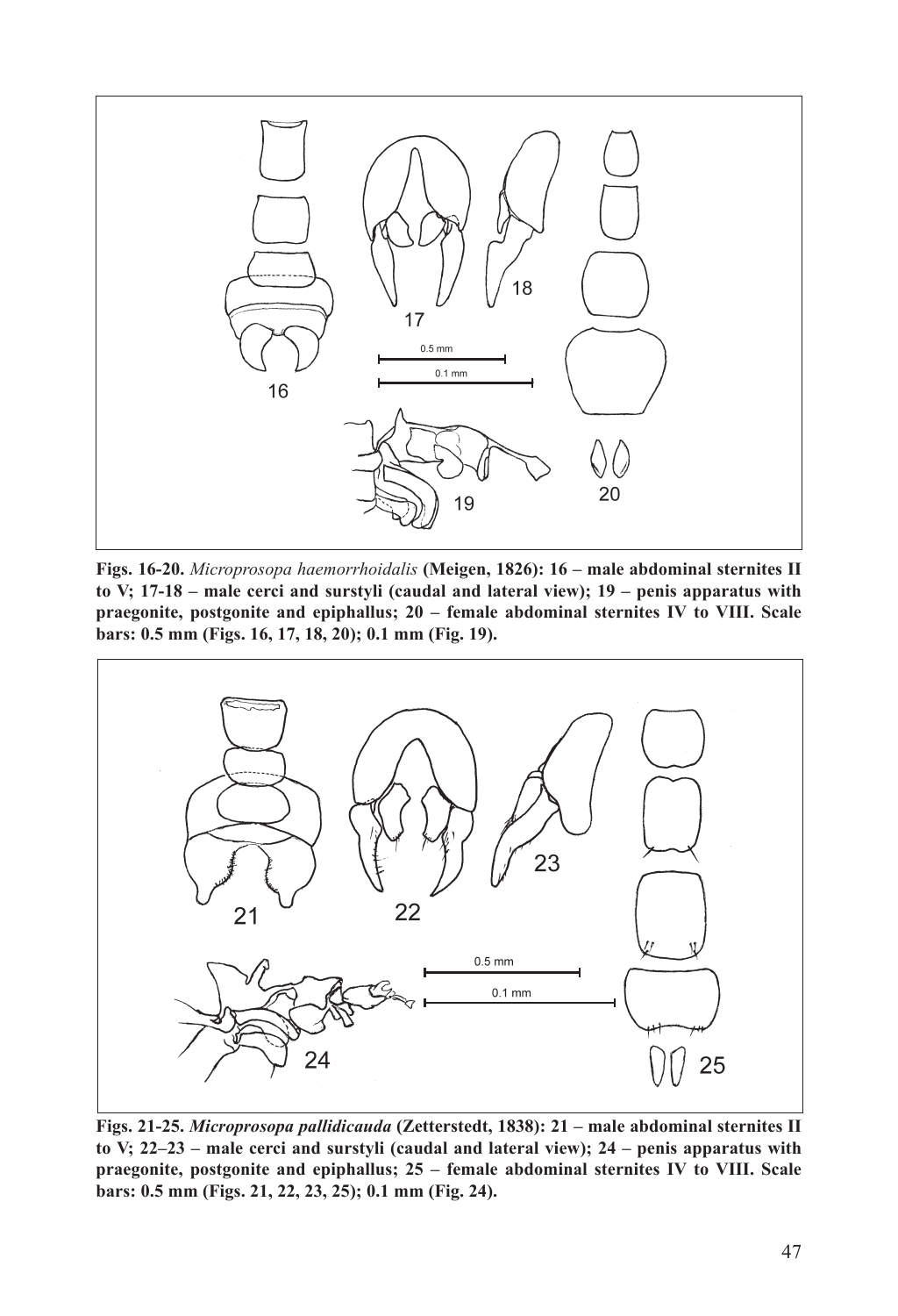**Figs. 16-20.** ***Microprosopa haemorrhoidalis*** **(Meigen, 1826): 16 – male abdominal sternites II to V; 17-18 – male cerci and surstyli (caudal and lateral view); 19 – penis apparatus with praegonite, postgonite and epiphallus; 20 – female abdominal sternites IV to VIII. Scale bars: 0.5 mm (Figs. 16, 17, 18, 20); 0.1 mm (Fig. 19).**

**Figs. 21-25.** ***Microprosopa pallidicauda*** **(Zetterstedt, 1838): 21 – male abdominal sternites II to V; 22–23 – male cerci and surstyli (caudal and lateral view); 24 – penis apparatus with praegonite, postgonite and epiphallus; 25 – female abdominal sternites IV to VIII. Scale bars: 0.5 mm (Figs. 21, 22, 23, 25); 0.1 mm (Fig. 24).**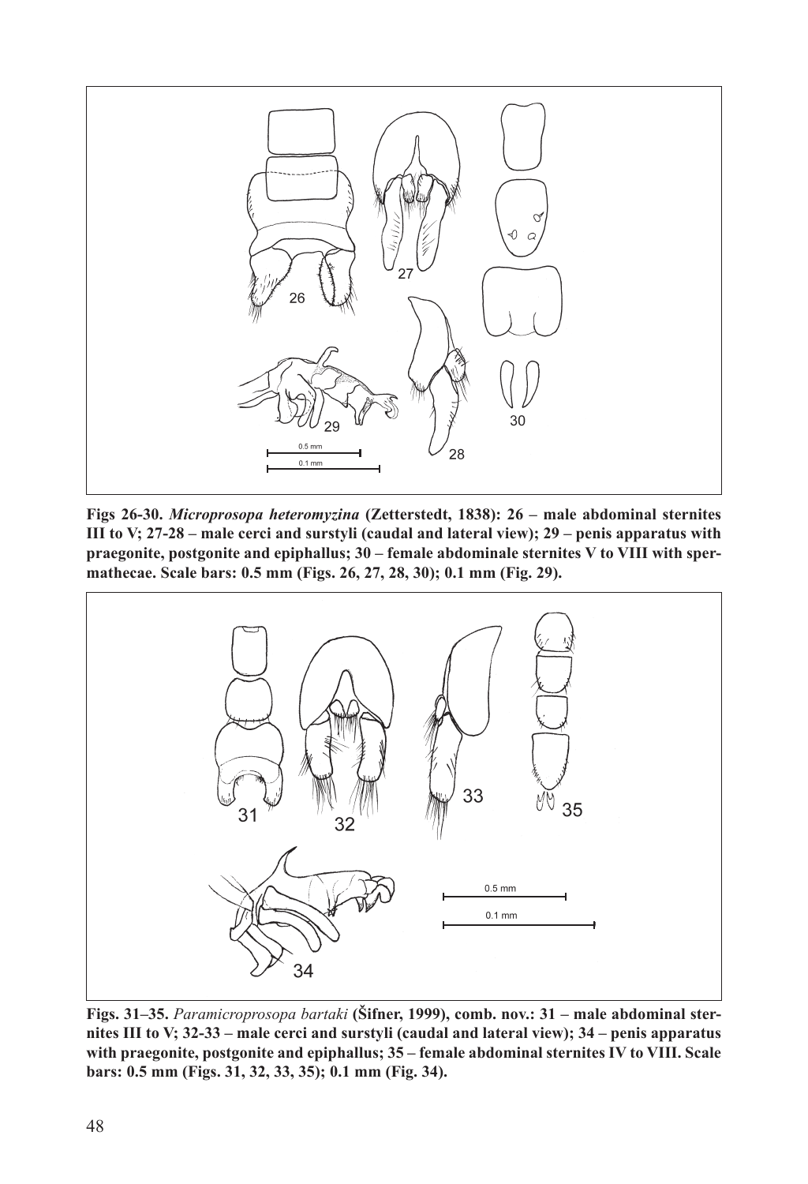**Figs 26-30. *Microprosopa heteromyzina* (Zetterstedt, 1838): 26 – male abdominal sternites III to V; 27-28 – male cerci and surstyli (caudal and lateral view); 29 – penis apparatus with praegonite, postgonite and epiphallus; 30 – female abdominale sternites V to VIII with spermathecae. Scale bars: 0.5 mm (Figs. 26, 27, 28, 30); 0.1 mm (Fig. 29).**

**Figs. 31–35. *Paramicroprosopa bartaki* (Šifner, 1999), comb. nov.: 31 – male abdominal sternites III to V; 32-33 – male cerci and surstyli (caudal and lateral view); 34 – penis apparatus with praegonite, postgonite and epiphallus; 35 – female abdominal sternites IV to VIII. Scale bars: 0.5 mm (Figs. 31, 32, 33, 35); 0.1 mm (Fig. 34).**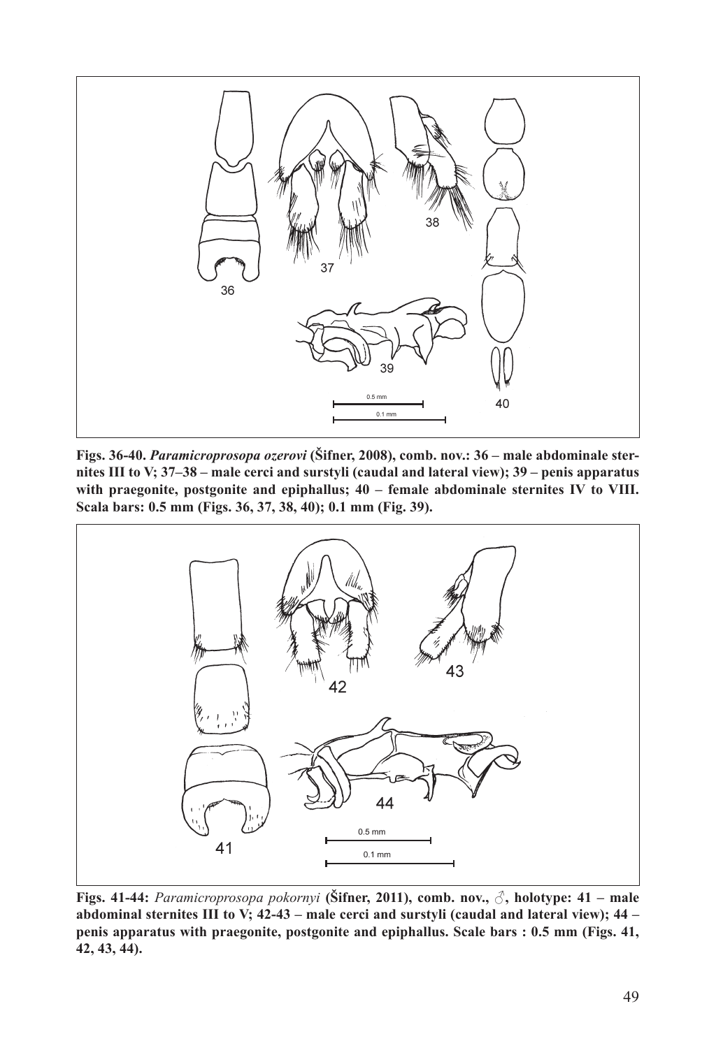**Figs. 36-40. *Paramicroprosopa ozerovi* (Šifner, 2008), comb. nov.: 36 – male abdominale sternites III to V; 37–38 – male cerci and surstyli (caudal and lateral view); 39 – penis apparatus with praegonite, postgonite and epiphallus; 40 – female abdominale sternites IV to VIII. Scala bars: 0.5 mm (Figs. 36, 37, 38, 40); 0.1 mm (Fig. 39).**

**Figs. 41-44: *Paramicroprosopa pokornyi* (Šifner, 2011), comb. nov., ♂, holotype: 41 – male abdominal sternites III to V; 42-43 – male cerci and surstyli (caudal and lateral view); 44 – penis apparatus with praegonite, postgonite and epiphallus. Scale bars : 0.5 mm (Figs. 41, 42, 43, 44).**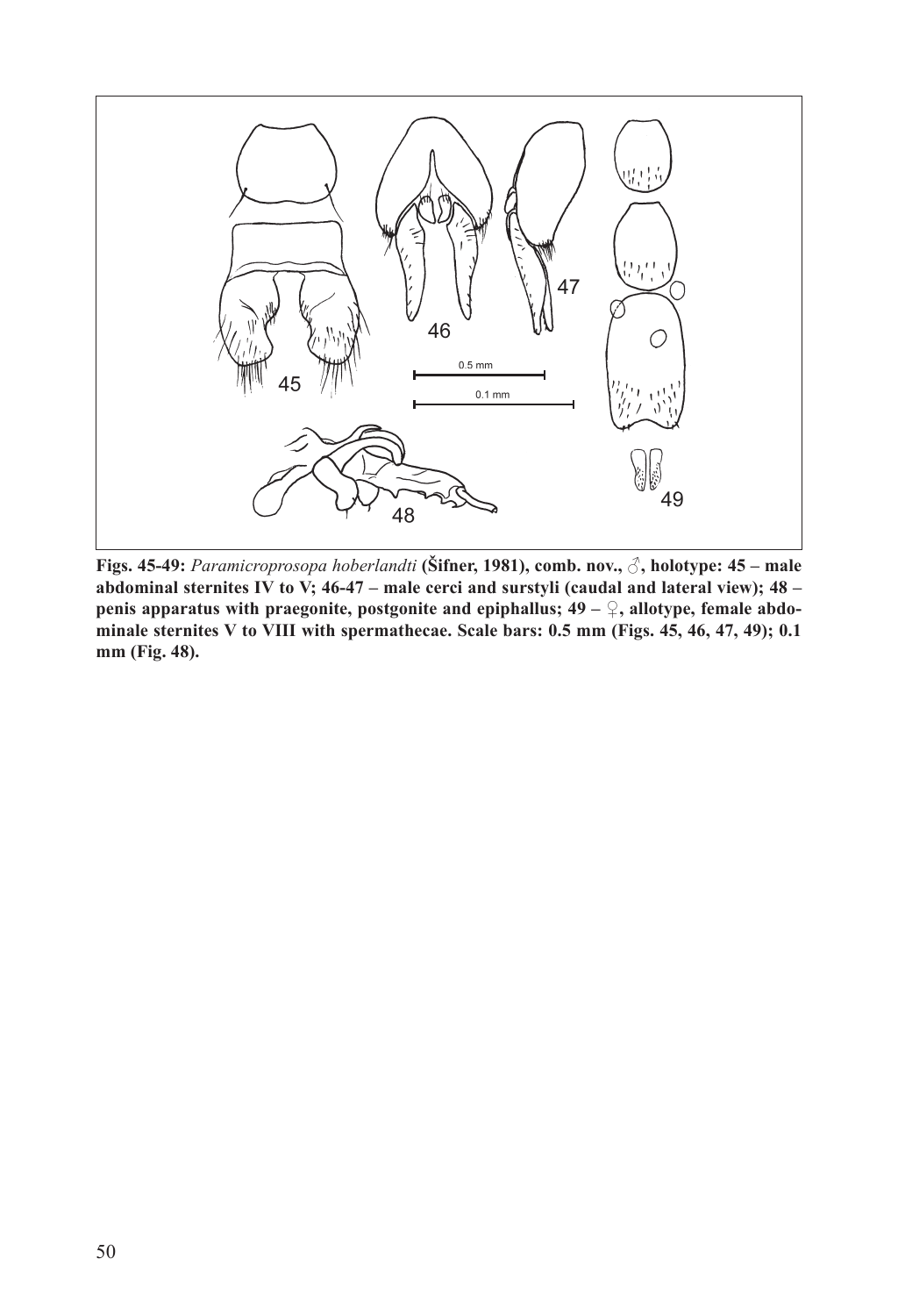45

46

47

48

49

0.5 mm

0.1 mm

**Figs. 45-49:** *Paramicroprosopa hoberlandti* **(Šifner, 1981), comb. nov., ♂, holotype: 45 – male abdominal sternites IV to V; 46-47 – male cerci and surstyli (caudal and lateral view); 48 – penis apparatus with praegonite, postgonite and epiphallus; 49 – ♀, allotype, female abdominale sternites V to VIII with spermathecae. Scale bars: 0.5 mm (Figs. 45, 46, 47, 49); 0.1 mm (Fig. 48).**